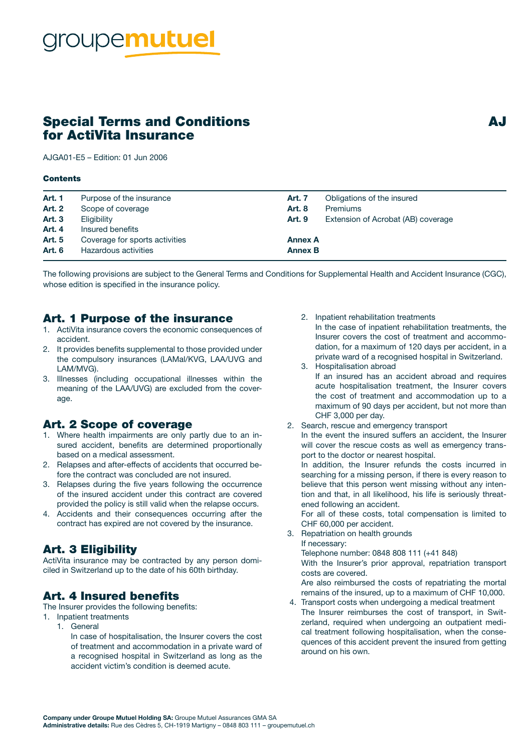# Special Terms and Conditions for ActiVita Insurance

**AJ**

AJGA01-E5 – Edition: 01 Jun 2006

**Contents**

| | | | |
|---|---|---|---|
| **Art. 1** | Purpose of the insurance | **Art. 7** | Obligations of the insured |
| **Art. 2** | Scope of coverage | **Art. 8** | Premiums |
| **Art. 3** | Eligibility | **Art. 9** | Extension of Acrobat (AB) coverage |
| **Art. 4** | Insured benefits | | |
| **Art. 5** | Coverage for sports activities | **Annex A** | |
| **Art. 6** | Hazardous activities | **Annex B** | |

The following provisions are subject to the General Terms and Conditions for Supplemental Health and Accident Insurance (CGC), whose edition is specified in the insurance policy.

## Art. 1 Purpose of the insurance

1. ActiVita insurance covers the economic consequences of accident.
2. It provides benefits supplemental to those provided under the compulsory insurances (LAMal/KVG, LAA/UVG and LAM/MVG).
3. Illnesses (including occupational illnesses within the meaning of the LAA/UVG) are excluded from the coverage.

## Art. 2 Scope of coverage

1. Where health impairments are only partly due to an insured accident, benefits are determined proportionally based on a medical assessment.
2. Relapses and after-effects of accidents that occurred before the contract was concluded are not insured.
3. Relapses during the five years following the occurrence of the insured accident under this contract are covered provided the policy is still valid when the relapse occurs.
4. Accidents and their consequences occurring after the contract has expired are not covered by the insurance.

## Art. 3 Eligibility

ActiVita insurance may be contracted by any person domiciled in Switzerland up to the date of his 60th birthday.

## Art. 4 Insured benefits

The Insurer provides the following benefits:

1. Inpatient treatments
   1. General
      In case of hospitalisation, the Insurer covers the cost of treatment and accommodation in a private ward of a recognised hospital in Switzerland as long as the accident victim's condition is deemed acute.
   2. Inpatient rehabilitation treatments
      In the case of inpatient rehabilitation treatments, the Insurer covers the cost of treatment and accommodation, for a maximum of 120 days per accident, in a private ward of a recognised hospital in Switzerland.
   3. Hospitalisation abroad
      If an insured has an accident abroad and requires acute hospitalisation treatment, the Insurer covers the cost of treatment and accommodation up to a maximum of 90 days per accident, but not more than CHF 3,000 per day.
2. Search, rescue and emergency transport
   In the event the insured suffers an accident, the Insurer will cover the rescue costs as well as emergency transport to the doctor or nearest hospital.
   In addition, the Insurer refunds the costs incurred in searching for a missing person, if there is every reason to believe that this person went missing without any intention and that, in all likelihood, his life is seriously threatened following an accident.
   For all of these costs, total compensation is limited to CHF 60,000 per accident.
3. Repatriation on health grounds
   If necessary:
   Telephone number: 0848 808 111 (+41 848)
   With the Insurer's prior approval, repatriation transport costs are covered.
   Are also reimbursed the costs of repatriating the mortal remains of the insured, up to a maximum of CHF 10,000.
4. Transport costs when undergoing a medical treatment
   The Insurer reimburses the cost of transport, in Switzerland, required when undergoing an outpatient medical treatment following hospitalisation, when the consequences of this accident prevent the insured from getting around on his own.

**Company under Groupe Mutuel Holding SA:** Groupe Mutuel Assurances GMA SA
**Administrative details:** Rue des Cèdres 5, CH-1919 Martigny – 0848 803 111 – groupemutuel.ch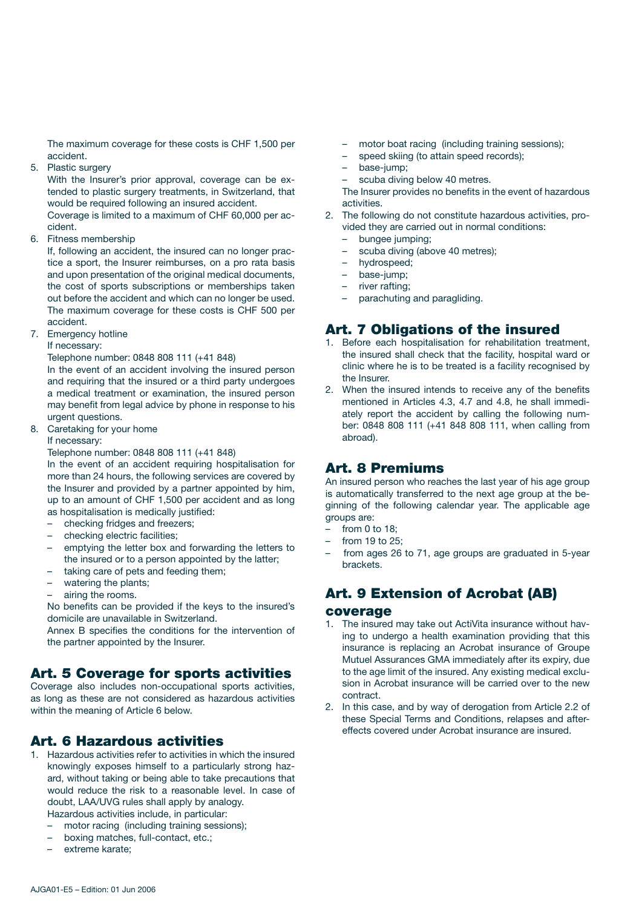The maximum coverage for these costs is CHF 1,500 per accident.

5. Plastic surgery

   With the Insurer's prior approval, coverage can be extended to plastic surgery treatments, in Switzerland, that would be required following an insured accident.

   Coverage is limited to a maximum of CHF 60,000 per accident.

6. Fitness membership

   If, following an accident, the insured can no longer practice a sport, the Insurer reimburses, on a pro rata basis and upon presentation of the original medical documents, the cost of sports subscriptions or memberships taken out before the accident and which can no longer be used. The maximum coverage for these costs is CHF 500 per accident.

7. Emergency hotline

   If necessary:

   Telephone number: 0848 808 111 (+41 848)

   In the event of an accident involving the insured person and requiring that the insured or a third party undergoes a medical treatment or examination, the insured person may benefit from legal advice by phone in response to his urgent questions.

8. Caretaking for your home

   If necessary:

   Telephone number: 0848 808 111 (+41 848)

   In the event of an accident requiring hospitalisation for more than 24 hours, the following services are covered by the Insurer and provided by a partner appointed by him, up to an amount of CHF 1,500 per accident and as long as hospitalisation is medically justified:
   - checking fridges and freezers;
   - checking electric facilities;
   - emptying the letter box and forwarding the letters to the insured or to a person appointed by the latter;
   - taking care of pets and feeding them;
   - watering the plants;
   - airing the rooms.

   No benefits can be provided if the keys to the insured's domicile are unavailable in Switzerland.

   Annex B specifies the conditions for the intervention of the partner appointed by the Insurer.

## Art. 5 Coverage for sports activities

Coverage also includes non-occupational sports activities, as long as these are not considered as hazardous activities within the meaning of Article 6 below.

## Art. 6 Hazardous activities

1. Hazardous activities refer to activities in which the insured knowingly exposes himself to a particularly strong hazard, without taking or being able to take precautions that would reduce the risk to a reasonable level. In case of doubt, LAA/UVG rules shall apply by analogy.

   Hazardous activities include, in particular:
   - motor racing (including training sessions);
   - boxing matches, full-contact, etc.;
   - extreme karate;
   - motor boat racing (including training sessions);
   - speed skiing (to attain speed records);
   - base-jump;
   - scuba diving below 40 metres.

   The Insurer provides no benefits in the event of hazardous activities.

2. The following do not constitute hazardous activities, provided they are carried out in normal conditions:
   - bungee jumping;
   - scuba diving (above 40 metres);
   - hydrospeed;
   - base-jump;
   - river rafting;
   - parachuting and paragliding.

## Art. 7 Obligations of the insured

1. Before each hospitalisation for rehabilitation treatment, the insured shall check that the facility, hospital ward or clinic where he is to be treated is a facility recognised by the Insurer.
2. When the insured intends to receive any of the benefits mentioned in Articles 4.3, 4.7 and 4.8, he shall immediately report the accident by calling the following number: 0848 808 111 (+41 848 808 111, when calling from abroad).

## Art. 8 Premiums

An insured person who reaches the last year of his age group is automatically transferred to the next age group at the beginning of the following calendar year. The applicable age groups are:

- from 0 to 18;
- from 19 to 25;
- from ages 26 to 71, age groups are graduated in 5-year brackets.

## Art. 9 Extension of Acrobat (AB) coverage

1. The insured may take out ActiVita insurance without having to undergo a health examination providing that this insurance is replacing an Acrobat insurance of Groupe Mutuel Assurances GMA immediately after its expiry, due to the age limit of the insured. Any existing medical exclusion in Acrobat insurance will be carried over to the new contract.
2. In this case, and by way of derogation from Article 2.2 of these Special Terms and Conditions, relapses and after-effects covered under Acrobat insurance are insured.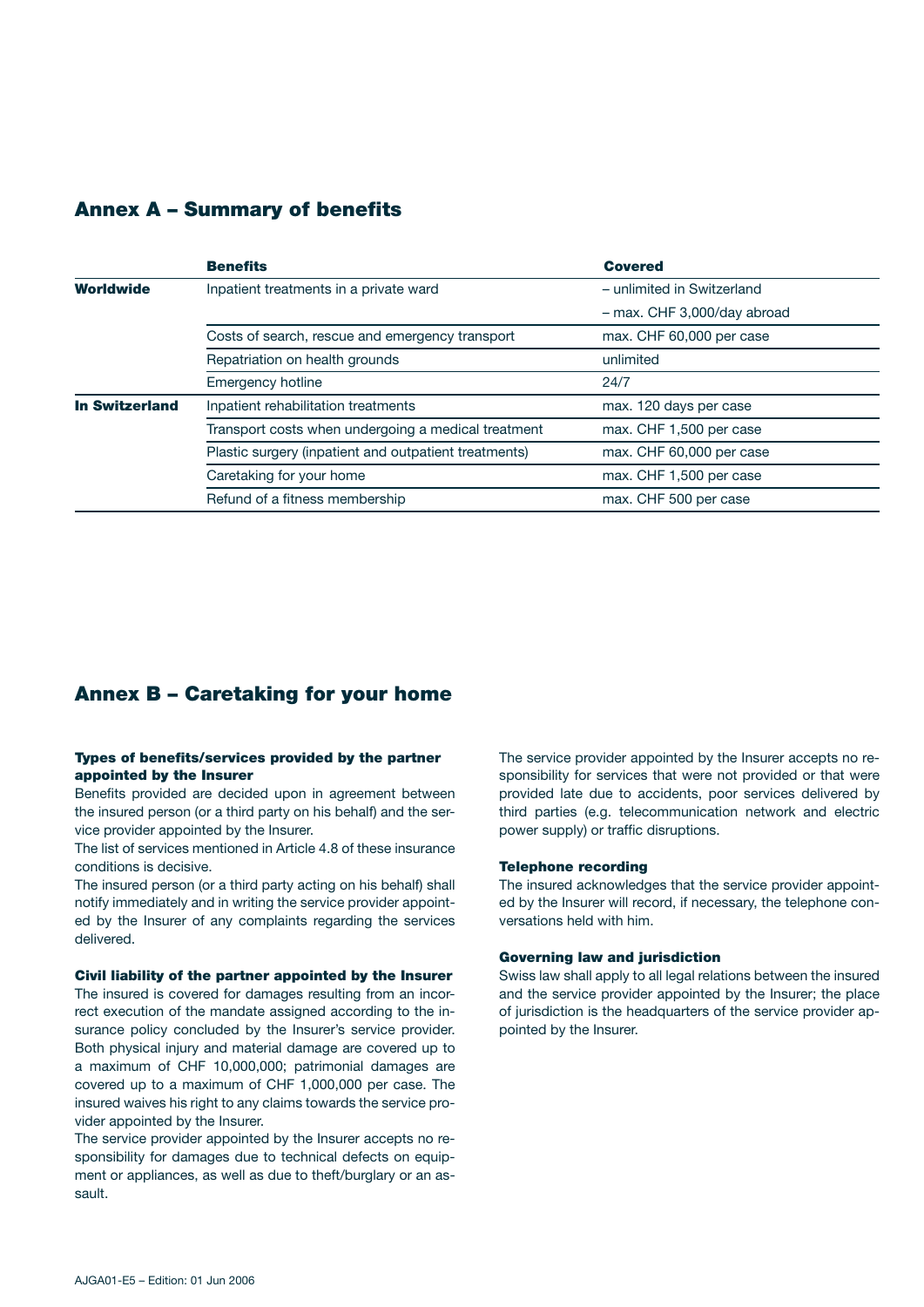## Annex A – Summary of benefits

| | Benefits | Covered |
|---|---|---|
| **Worldwide** | Inpatient treatments in a private ward | – unlimited in Switzerland |
| | | – max. CHF 3,000/day abroad |
| | Costs of search, rescue and emergency transport | max. CHF 60,000 per case |
| | Repatriation on health grounds | unlimited |
| | Emergency hotline | 24/7 |
| **In Switzerland** | Inpatient rehabilitation treatments | max. 120 days per case |
| | Transport costs when undergoing a medical treatment | max. CHF 1,500 per case |
| | Plastic surgery (inpatient and outpatient treatments) | max. CHF 60,000 per case |
| | Caretaking for your home | max. CHF 1,500 per case |
| | Refund of a fitness membership | max. CHF 500 per case |

## Annex B – Caretaking for your home

#### Types of benefits/services provided by the partner appointed by the Insurer

Benefits provided are decided upon in agreement between the insured person (or a third party on his behalf) and the service provider appointed by the Insurer.

The list of services mentioned in Article 4.8 of these insurance conditions is decisive.

The insured person (or a third party acting on his behalf) shall notify immediately and in writing the service provider appointed by the Insurer of any complaints regarding the services delivered.

#### Civil liability of the partner appointed by the Insurer

The insured is covered for damages resulting from an incorrect execution of the mandate assigned according to the insurance policy concluded by the Insurer's service provider. Both physical injury and material damage are covered up to a maximum of CHF 10,000,000; patrimonial damages are covered up to a maximum of CHF 1,000,000 per case. The insured waives his right to any claims towards the service provider appointed by the Insurer.

The service provider appointed by the Insurer accepts no responsibility for damages due to technical defects on equipment or appliances, as well as due to theft/burglary or an assault.

The service provider appointed by the Insurer accepts no responsibility for services that were not provided or that were provided late due to accidents, poor services delivered by third parties (e.g. telecommunication network and electric power supply) or traffic disruptions.

#### Telephone recording

The insured acknowledges that the service provider appointed by the Insurer will record, if necessary, the telephone conversations held with him.

#### Governing law and jurisdiction

Swiss law shall apply to all legal relations between the insured and the service provider appointed by the Insurer; the place of jurisdiction is the headquarters of the service provider appointed by the Insurer.

AJGA01-E5 – Edition: 01 Jun 2006